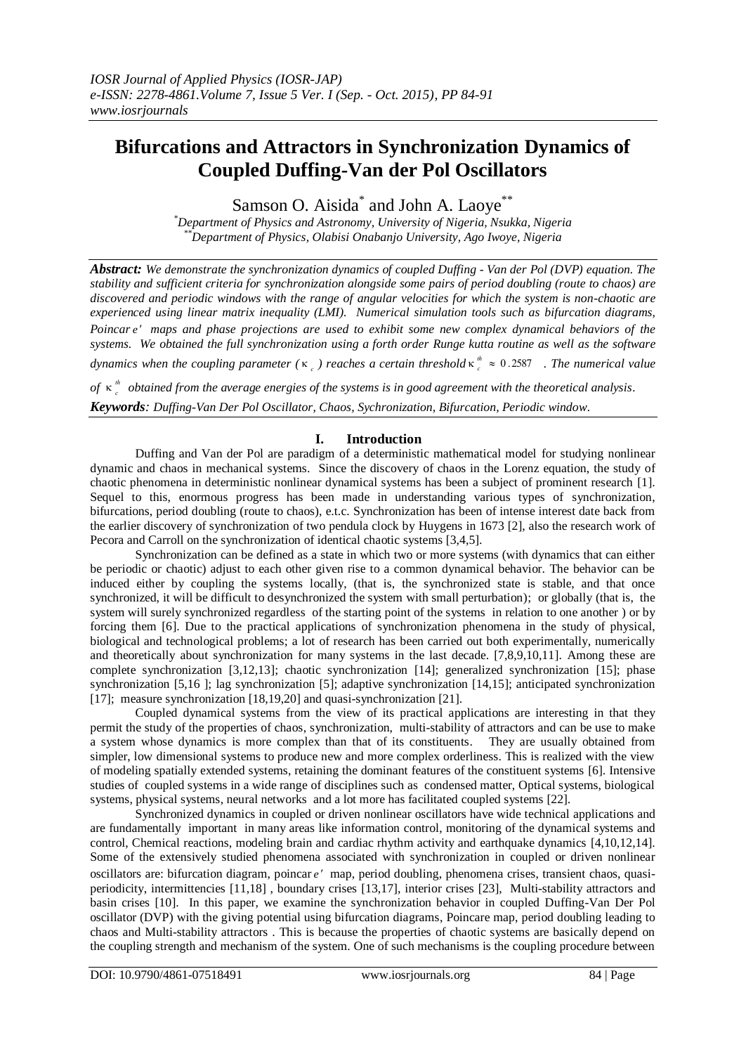# Bifurcations and Attractors in Synchronization Dynamics of Coupled Duffing-Van der Pol Oscillators

Samson O. Aisida[*] and John A. Laoye[**]

[*]Department of Physics and Astronomy, University of Nigeria, Nsukka, Nigeria
[**]Department of Physics, Olabisi Onabanjo University, Ago Iwoye, Nigeria

***Abstract:*** *We demonstrate the synchronization dynamics of coupled Duffing - Van der Pol (DVP) equation. The stability and sufficient criteria for synchronization alongside some pairs of period doubling (route to chaos) are discovered and periodic windows with the range of angular velocities for which the system is non-chaotic are experienced using linear matrix inequality (LMI). Numerical simulation tools such as bifurcation diagrams, Poincar$e'$ maps and phase projections are used to exhibit some new complex dynamical behaviors of the systems. We obtained the full synchronization using a forth order Runge kutta routine as well as the software dynamics when the coupling parameter ($\kappa_c$) reaches a certain threshold $\kappa_c^{th} \approx 0.2587$. The numerical value of $\kappa_c^{th}$ obtained from the average energies of the systems is in good agreement with the theoretical analysis.*

***Keywords****: Duffing-Van Der Pol Oscillator, Chaos, Sychronization, Bifurcation, Periodic window.*

## I. Introduction

Duffing and Van der Pol are paradigm of a deterministic mathematical model for studying nonlinear dynamic and chaos in mechanical systems. Since the discovery of chaos in the Lorenz equation, the study of chaotic phenomena in deterministic nonlinear dynamical systems has been a subject of prominent research [1]. Sequel to this, enormous progress has been made in understanding various types of synchronization, bifurcations, period doubling (route to chaos), e.t.c. Synchronization has been of intense interest date back from the earlier discovery of synchronization of two pendula clock by Huygens in 1673 [2], also the research work of Pecora and Carroll on the synchronization of identical chaotic systems [3,4,5].

Synchronization can be defined as a state in which two or more systems (with dynamics that can either be periodic or chaotic) adjust to each other given rise to a common dynamical behavior. The behavior can be induced either by coupling the systems locally, (that is, the synchronized state is stable, and that once synchronized, it will be difficult to desynchronized the system with small perturbation); or globally (that is, the system will surely synchronized regardless of the starting point of the systems in relation to one another ) or by forcing them [6]. Due to the practical applications of synchronization phenomena in the study of physical, biological and technological problems; a lot of research has been carried out both experimentally, numerically and theoretically about synchronization for many systems in the last decade. [7,8,9,10,11]. Among these are complete synchronization [3,12,13]; chaotic synchronization [14]; generalized synchronization [15]; phase synchronization [5,16 ]; lag synchronization [5]; adaptive synchronization [14,15]; anticipated synchronization [17]; measure synchronization [18,19,20] and quasi-synchronization [21].

Coupled dynamical systems from the view of its practical applications are interesting in that they permit the study of the properties of chaos, synchronization, multi-stability of attractors and can be use to make a system whose dynamics is more complex than that of its constituents. They are usually obtained from simpler, low dimensional systems to produce new and more complex orderliness. This is realized with the view of modeling spatially extended systems, retaining the dominant features of the constituent systems [6]. Intensive studies of coupled systems in a wide range of disciplines such as condensed matter, Optical systems, biological systems, physical systems, neural networks and a lot more has facilitated coupled systems [22].

Synchronized dynamics in coupled or driven nonlinear oscillators have wide technical applications and are fundamentally important in many areas like information control, monitoring of the dynamical systems and control, Chemical reactions, modeling brain and cardiac rhythm activity and earthquake dynamics [4,10,12,14]. Some of the extensively studied phenomena associated with synchronization in coupled or driven nonlinear oscillators are: bifurcation diagram, poincar$e'$ map, period doubling, phenomena crises, transient chaos, quasi-periodicity, intermittencies [11,18] , boundary crises [13,17], interior crises [23], Multi-stability attractors and basin crises [10]. In this paper, we examine the synchronization behavior in coupled Duffing-Van Der Pol oscillator (DVP) with the giving potential using bifurcation diagrams, Poincare map, period doubling leading to chaos and Multi-stability attractors . This is because the properties of chaotic systems are basically depend on the coupling strength and mechanism of the system. One of such mechanisms is the coupling procedure between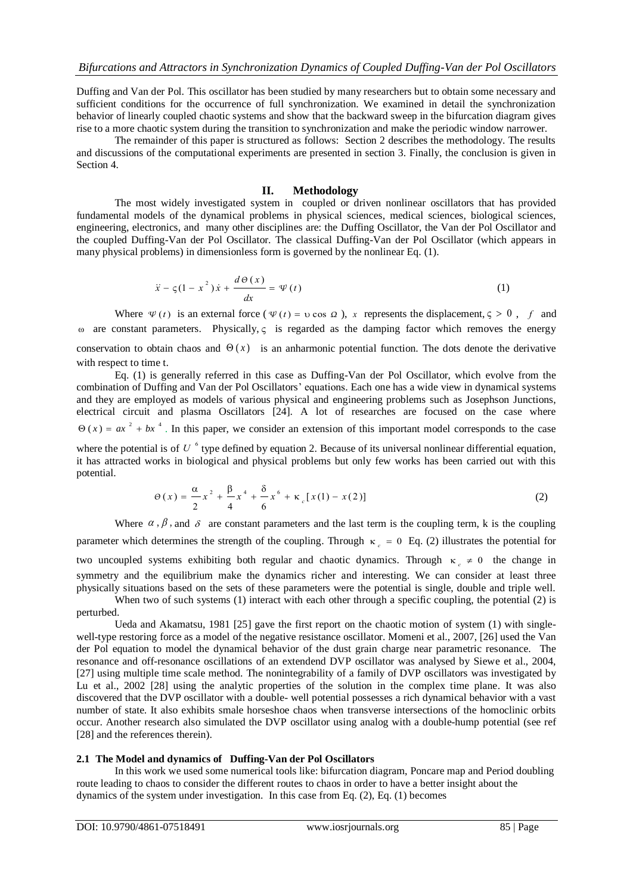Duffing and Van der Pol. This oscillator has been studied by many researchers but to obtain some necessary and sufficient conditions for the occurrence of full synchronization. We examined in detail the synchronization behavior of linearly coupled chaotic systems and show that the backward sweep in the bifurcation diagram gives rise to a more chaotic system during the transition to synchronization and make the periodic window narrower.

The remainder of this paper is structured as follows: Section 2 describes the methodology. The results and discussions of the computational experiments are presented in section 3. Finally, the conclusion is given in Section 4.

## II. Methodology

The most widely investigated system in coupled or driven nonlinear oscillators that has provided fundamental models of the dynamical problems in physical sciences, medical sciences, biological sciences, engineering, electronics, and many other disciplines are: the Duffing Oscillator, the Van der Pol Oscillator and the coupled Duffing-Van der Pol Oscillator. The classical Duffing-Van der Pol Oscillator (which appears in many physical problems) in dimensionless form is governed by the nonlinear Eq. (1).

$$\ddot{x} - \varsigma(1 - x^2)\dot{x} + \frac{d\Theta(x)}{dx} = \Psi(t) \tag{1}$$

Where $\Psi(t)$ is an external force ($\Psi(t) = \upsilon \cos \Omega$), $x$ represents the displacement, $\varsigma > 0$, $f$ and $\omega$ are constant parameters. Physically, $\varsigma$ is regarded as the damping factor which removes the energy conservation to obtain chaos and $\Theta(x)$ is an anharmonic potential function. The dots denote the derivative with respect to time t.

Eq. (1) is generally referred in this case as Duffing-Van der Pol Oscillator, which evolve from the combination of Duffing and Van der Pol Oscillators' equations. Each one has a wide view in dynamical systems and they are employed as models of various physical and engineering problems such as Josephson Junctions, electrical circuit and plasma Oscillators [24]. A lot of researches are focused on the case where $\Theta(x) = ax^2 + bx^4$. In this paper, we consider an extension of this important model corresponds to the case where the potential is of $U^6$ type defined by equation 2. Because of its universal nonlinear differential equation, it has attracted works in biological and physical problems but only few works has been carried out with this potential.

$$\Theta(x) = \frac{\alpha}{2}x^2 + \frac{\beta}{4}x^4 + \frac{\delta}{6}x^6 + \kappa_c[x(1) - x(2)] \tag{2}$$

Where $\alpha, \beta$, and $\delta$ are constant parameters and the last term is the coupling term, k is the coupling parameter which determines the strength of the coupling. Through $\kappa_c = 0$ Eq. (2) illustrates the potential for two uncoupled systems exhibiting both regular and chaotic dynamics. Through $\kappa_c \neq 0$ the change in symmetry and the equilibrium make the dynamics richer and interesting. We can consider at least three physically situations based on the sets of these parameters were the potential is single, double and triple well.

When two of such systems (1) interact with each other through a specific coupling, the potential (2) is perturbed.

Ueda and Akamatsu, 1981 [25] gave the first report on the chaotic motion of system (1) with single-well-type restoring force as a model of the negative resistance oscillator. Momeni et al., 2007, [26] used the Van der Pol equation to model the dynamical behavior of the dust grain charge near parametric resonance. The resonance and off-resonance oscillations of an extendend DVP oscillator was analysed by Siewe et al., 2004, [27] using multiple time scale method. The nonintegrability of a family of DVP oscillators was investigated by Lu et al., 2002 [28] using the analytic properties of the solution in the complex time plane. It was also discovered that the DVP oscillator with a double- well potential possesses a rich dynamical behavior with a vast number of state. It also exhibits smale horseshoe chaos when transverse intersections of the homoclinic orbits occur. Another research also simulated the DVP oscillator using analog with a double-hump potential (see ref [28] and the references therein).

### 2.1 The Model and dynamics of Duffing-Van der Pol Oscillators

In this work we used some numerical tools like: bifurcation diagram, Poncare map and Period doubling route leading to chaos to consider the different routes to chaos in order to have a better insight about the dynamics of the system under investigation. In this case from Eq. (2), Eq. (1) becomes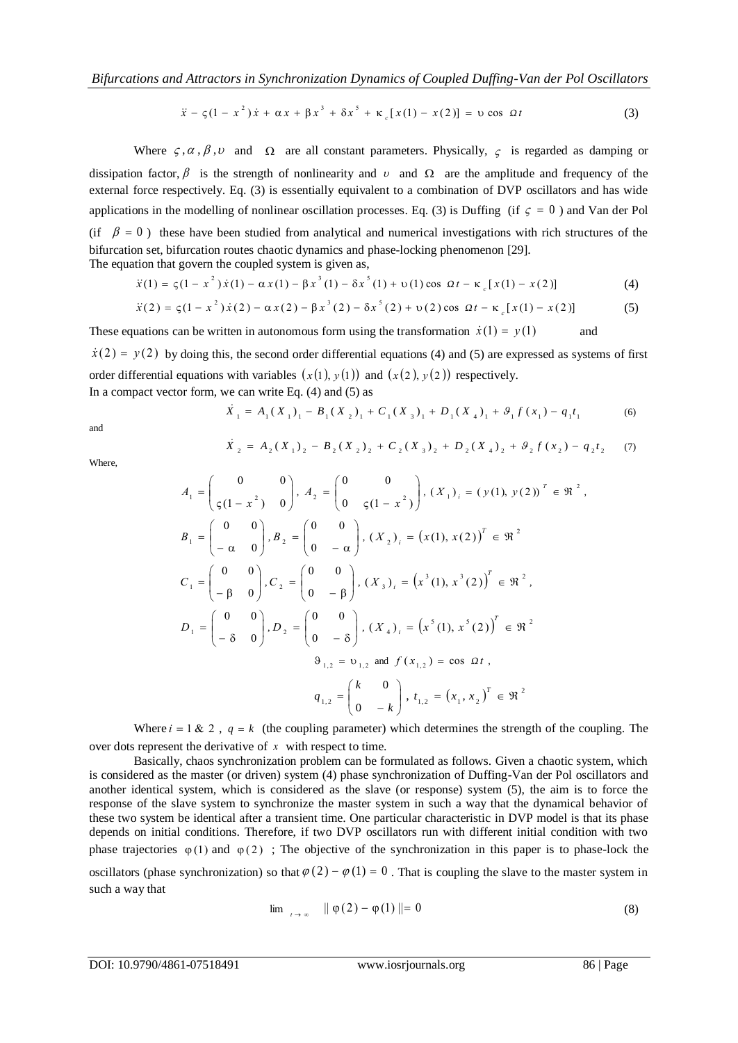$$\ddot{x} - \varsigma(1 - x^2)\dot{x} + \alpha x + \beta x^3 + \delta x^5 + \kappa_c[x(1) - x(2)] = \upsilon \cos \Omega t \tag{3}$$

Where $\varsigma, \alpha, \beta, \upsilon$ and $\Omega$ are all constant parameters. Physically, $\varsigma$ is regarded as damping or dissipation factor, $\beta$ is the strength of nonlinearity and $\upsilon$ and $\Omega$ are the amplitude and frequency of the external force respectively. Eq. (3) is essentially equivalent to a combination of DVP oscillators and has wide applications in the modelling of nonlinear oscillation processes. Eq. (3) is Duffing (if $\varsigma = 0$ ) and Van der Pol (if $\beta = 0$ ) these have been studied from analytical and numerical investigations with rich structures of the bifurcation set, bifurcation routes chaotic dynamics and phase-locking phenomenon [29].

The equation that govern the coupled system is given as,

$$\ddot{x}(1) = \varsigma(1 - x^2)\dot{x}(1) - \alpha x(1) - \beta x^3(1) - \delta x^5(1) + \upsilon(1)\cos \Omega t - \kappa_c[x(1) - x(2)] \tag{4}$$

$$\ddot{x}(2) = \varsigma(1 - x^2)\dot{x}(2) - \alpha x(2) - \beta x^3(2) - \delta x^5(2) + \upsilon(2)\cos \Omega t - \kappa_c[x(1) - x(2)] \tag{5}$$

These equations can be written in autonomous form using the transformation $\dot{x}(1) = y(1)$ and $\dot{x}(2) = y(2)$ by doing this, the second order differential equations (4) and (5) are expressed as systems of first order differential equations with variables $(x(1), y(1))$ and $(x(2), y(2))$ respectively.

In a compact vector form, we can write Eq. (4) and (5) as

$$\dot{X}_1 = A_1(X_1)_1 - B_1(X_2)_1 + C_1(X_3)_1 + D_1(X_4)_1 + \vartheta_1 f(x_1) - q_1 t_1 \tag{6}$$

and

$$\dot{X}_2 = A_2(X_1)_2 - B_2(X_2)_2 + C_2(X_3)_2 + D_2(X_4)_2 + \vartheta_2 f(x_2) - q_2 t_2 \tag{7}$$

Where,

$$A_1 = \begin{pmatrix} 0 & 0 \\ \varsigma(1-x^2) & 0 \end{pmatrix},\ A_2 = \begin{pmatrix} 0 & 0 \\ 0 & \varsigma(1-x^2) \end{pmatrix},\ (X_1)_i = (y(1),\ y(2))^T \in \Re^2,$$

$$B_1 = \begin{pmatrix} 0 & 0 \\ -\alpha & 0 \end{pmatrix}, B_2 = \begin{pmatrix} 0 & 0 \\ 0 & -\alpha \end{pmatrix},\ (X_2)_i = (x(1),\ x(2))^T \in \Re^2$$

$$C_1 = \begin{pmatrix} 0 & 0 \\ -\beta & 0 \end{pmatrix}, C_2 = \begin{pmatrix} 0 & 0 \\ 0 & -\beta \end{pmatrix},\ (X_3)_i = (x^3(1),\ x^3(2))^T \in \Re^2,$$

$$D_1 = \begin{pmatrix} 0 & 0 \\ -\delta & 0 \end{pmatrix}, D_2 = \begin{pmatrix} 0 & 0 \\ 0 & -\delta \end{pmatrix},\ (X_4)_i = (x^5(1),\ x^5(2))^T \in \Re^2$$

$$\vartheta_{1,2} = \upsilon_{1,2} \text{ and } f(x_{1,2}) = \cos \Omega t,$$

$$q_{1,2} = \begin{pmatrix} k & 0 \\ 0 & -k \end{pmatrix},\ t_{1,2} = (x_1, x_2)^T \in \Re^2$$

Where $i = 1\ \&\ 2$ , $q = k$ (the coupling parameter) which determines the strength of the coupling. The over dots represent the derivative of $x$ with respect to time.

Basically, chaos synchronization problem can be formulated as follows. Given a chaotic system, which is considered as the master (or driven) system (4) phase synchronization of Duffing-Van der Pol oscillators and another identical system, which is considered as the slave (or response) system (5), the aim is to force the response of the slave system to synchronize the master system in such a way that the dynamical behavior of these two system be identical after a transient time. One particular characteristic in DVP model is that its phase depends on initial conditions. Therefore, if two DVP oscillators run with different initial condition with two phase trajectories $\varphi(1)$ and $\varphi(2)$ ; The objective of the synchronization in this paper is to phase-lock the oscillators (phase synchronization) so that $\varphi(2) - \varphi(1) = 0$ . That is coupling the slave to the master system in such a way that

$$\lim_{t \to \infty} \|\varphi(2) - \varphi(1)\| = 0 \tag{8}$$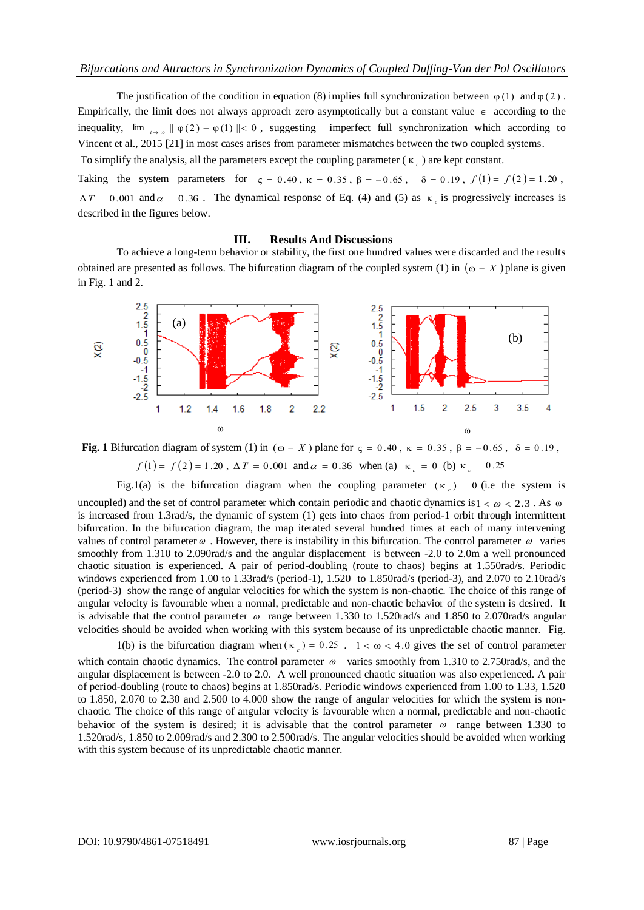The justification of the condition in equation (8) implies full synchronization between $\varphi(1)$ and $\varphi(2)$. Empirically, the limit does not always approach zero asymptotically but a constant value $\in$ according to the inequality, $\lim_{t\to\infty} \| \varphi(2) - \varphi(1) \| < 0$, suggesting imperfect full synchronization which according to Vincent et al., 2015 [21] in most cases arises from parameter mismatches between the two coupled systems.

To simplify the analysis, all the parameters except the coupling parameter ( $\kappa_c$ ) are kept constant.

Taking the system parameters for $\varsigma = 0.40$, $\kappa = 0.35$, $\beta = -0.65$, $\delta = 0.19$, $f(1) = f(2) = 1.20$, $\Delta T = 0.001$ and $\alpha = 0.36$. The dynamical response of Eq. (4) and (5) as $\kappa_c$ is progressively increases is described in the figures below.

## III. Results And Discussions

To achieve a long-term behavior or stability, the first one hundred values were discarded and the results obtained are presented as follows. The bifurcation diagram of the coupled system (1) in $(\omega - X)$ plane is given in Fig. 1 and 2.

**Fig. 1** Bifurcation diagram of system (1) in $(\omega - X)$ plane for $\varsigma = 0.40$, $\kappa = 0.35$, $\beta = -0.65$, $\delta = 0.19$, $f(1) = f(2) = 1.20$, $\Delta T = 0.001$ and $\alpha = 0.36$ when (a) $\kappa_c = 0$ (b) $\kappa_c = 0.25$

Fig.1(a) is the bifurcation diagram when the coupling parameter $(\kappa_c) = 0$ (i.e the system is uncoupled) and the set of control parameter which contain periodic and chaotic dynamics is $1 < \omega < 2.3$. As $\omega$ is increased from 1.3rad/s, the dynamic of system (1) gets into chaos from period-1 orbit through intermittent bifurcation. In the bifurcation diagram, the map iterated several hundred times at each of many intervening values of control parameter $\omega$. However, there is instability in this bifurcation. The control parameter $\omega$ varies smoothly from 1.310 to 2.090rad/s and the angular displacement is between -2.0 to 2.0m a well pronounced chaotic situation is experienced. A pair of period-doubling (route to chaos) begins at 1.550rad/s. Periodic windows experienced from 1.00 to 1.33rad/s (period-1), 1.520 to 1.850rad/s (period-3), and 2.070 to 2.10rad/s (period-3) show the range of angular velocities for which the system is non-chaotic. The choice of this range of angular velocity is favourable when a normal, predictable and non-chaotic behavior of the system is desired. It is advisable that the control parameter $\omega$ range between 1.330 to 1.520rad/s and 1.850 to 2.070rad/s angular velocities should be avoided when working with this system because of its unpredictable chaotic manner. Fig. 1(b) is the bifurcation diagram when $(\kappa_c) = 0.25$. $1 < \omega < 4.0$ gives the set of control parameter which contain chaotic dynamics. The control parameter $\omega$ varies smoothly from 1.310 to 2.750rad/s, and the angular displacement is between -2.0 to 2.0. A well pronounced chaotic situation was also experienced. A pair of period-doubling (route to chaos) begins at 1.850rad/s. Periodic windows experienced from 1.00 to 1.33, 1.520 to 1.850, 2.070 to 2.30 and 2.500 to 4.000 show the range of angular velocities for which the system is non-chaotic. The choice of this range of angular velocity is favourable when a normal, predictable and non-chaotic behavior of the system is desired; it is advisable that the control parameter $\omega$ range between 1.330 to 1.520rad/s, 1.850 to 2.009rad/s and 2.300 to 2.500rad/s. The angular velocities should be avoided when working with this system because of its unpredictable chaotic manner.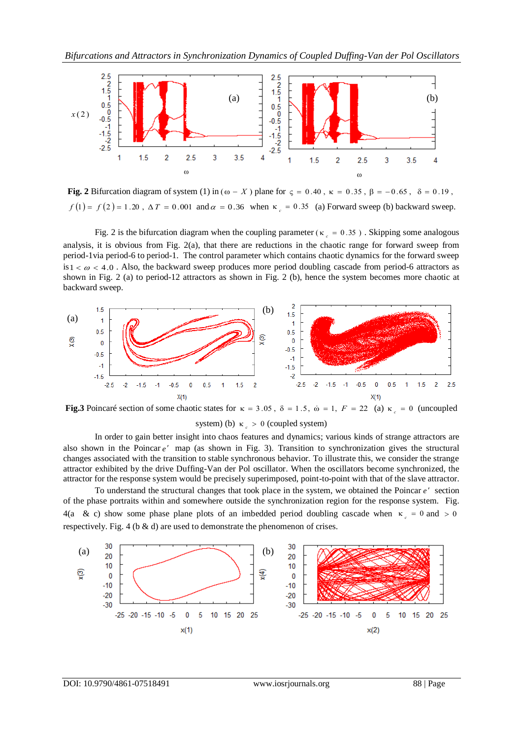(a)

2.5
2
1.5
1
0.5
0
-0.5
-1
-1.5
-2
-2.5

$x(2)$

1 1.5 2 2.5 3 3.5 4

ω

(b)

2.5
2
1.5
1
0.5
0
-0.5
-1
-1.5
-2
-2.5

1 1.5 2 2.5 3 3.5 4

ω

**Fig. 2** Bifurcation diagram of system (1) in $(\omega - X)$ plane for $\varsigma = 0.40$, $\kappa = 0.35$, $\beta = -0.65$, $\delta = 0.19$, $f(1) = f(2) = 1.20$, $\Delta T = 0.001$ and $\alpha = 0.36$ when $\kappa_c = 0.35$ (a) Forward sweep (b) backward sweep.

Fig. 2 is the bifurcation diagram when the coupling parameter ($\kappa_c = 0.35$). Skipping some analogous analysis, it is obvious from Fig. 2(a), that there are reductions in the chaotic range for forward sweep from period-1via period-6 to period-1. The control parameter which contains chaotic dynamics for the forward sweep is $1 < \omega < 4.0$. Also, the backward sweep produces more period doubling cascade from period-6 attractors as shown in Fig. 2 (a) to period-12 attractors as shown in Fig. 2 (b), hence the system becomes more chaotic at backward sweep.

(a)

1.5
1
0.5
0
-0.5
-1
-1.5

X(3)

-2.5 -2 -1.5 -1 -0.5 0 0.5 1 1.5 2

X(1)

(b)

2
1.5
1
0.5
0
-0.5
-1
-1.5
-2

X(3)

-2.5 -2 -1.5 -1 -0.5 0 0.5 1 1.5 2 2.5

X(1)

**Fig.3** Poincaré section of some chaotic states for $\kappa = 3.05$, $\delta = 1.5$, $\dot{\omega} = 1$, $F = 22$ (a) $\kappa_c = 0$ (uncoupled system) (b) $\kappa_c > 0$ (coupled system)

In order to gain better insight into chaos features and dynamics; various kinds of strange attractors are also shown in the Poincar$e'$ map (as shown in Fig. 3). Transition to synchronization gives the structural changes associated with the transition to stable synchronous behavior. To illustrate this, we consider the strange attractor exhibited by the drive Duffing-Van der Pol oscillator. When the oscillators become synchronized, the attractor for the response system would be precisely superimposed, point-to-point with that of the slave attractor.

To understand the structural changes that took place in the system, we obtained the Poincar$e'$ section of the phase portraits within and somewhere outside the synchronization region for the response system. Fig. 4(a & c) show some phase plane plots of an imbedded period doubling cascade when $\kappa_c = 0$ and $> 0$ respectively. Fig. 4 (b & d) are used to demonstrate the phenomenon of crises.

(a)

30
20
10
0
-10
-20
-30

x(3)

-25 -20 -15 -10 -5 0 5 10 15 20 25

x(1)

(b)

30
20
10
0
-10
-20
-30

x(4)

-25 -20 -15 -10 -5 0 5 10 15 20 25

x(2)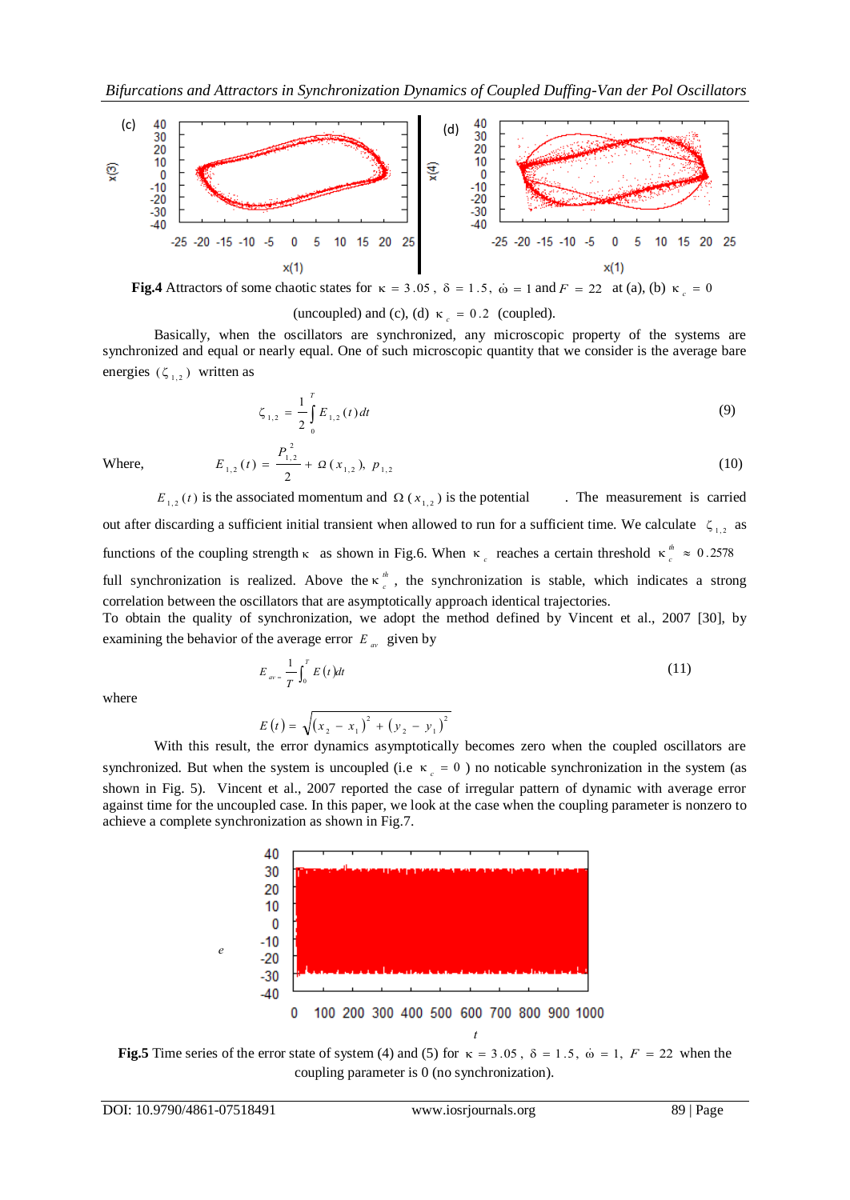**Fig.4** Attractors of some chaotic states for $\kappa = 3.05$, $\delta = 1.5$, $\dot{\omega} = 1$ and $F = 22$ at (a), (b) $\kappa_c = 0$ (uncoupled) and (c), (d) $\kappa_c = 0.2$ (coupled).

Basically, when the oscillators are synchronized, any microscopic property of the systems are synchronized and equal or nearly equal. One of such microscopic quantity that we consider is the average bare energies $(\zeta_{1,2})$ written as

$$\zeta_{1,2} = \frac{1}{2}\int_0^T E_{1,2}(t)\,dt \tag{9}$$

Where, $$E_{1,2}(t) = \frac{P_{1,2}^2}{2} + \Omega(x_{1,2}),\ p_{1,2} \tag{10}$$

$E_{1,2}(t)$ is the associated momentum and $\Omega(x_{1,2})$ is the potential . The measurement is carried out after discarding a sufficient initial transient when allowed to run for a sufficient time. We calculate $\zeta_{1,2}$ as functions of the coupling strength $\kappa$ as shown in Fig.6. When $\kappa_c$ reaches a certain threshold $\kappa_c^{th} \approx 0.2578$ full synchronization is realized. Above the $\kappa_c^{th}$, the synchronization is stable, which indicates a strong correlation between the oscillators that are asymptotically approach identical trajectories.

To obtain the quality of synchronization, we adopt the method defined by Vincent et al., 2007 [30], by examining the behavior of the average error $E_{av}$ given by

$$E_{av} = \frac{1}{T}\int_0^T E(t)dt \tag{11}$$

where

$$E(t) = \sqrt{(x_2 - x_1)^2 + (y_2 - y_1)^2}$$

With this result, the error dynamics asymptotically becomes zero when the coupled oscillators are synchronized. But when the system is uncoupled (i.e $\kappa_c = 0$) no noticable synchronization in the system (as shown in Fig. 5). Vincent et al., 2007 reported the case of irregular pattern of dynamic with average error against time for the uncoupled case. In this paper, we look at the case when the coupling parameter is nonzero to achieve a complete synchronization as shown in Fig.7.

**Fig.5** Time series of the error state of system (4) and (5) for $\kappa = 3.05$, $\delta = 1.5$, $\dot{\omega} = 1$, $F = 22$ when the coupling parameter is 0 (no synchronization).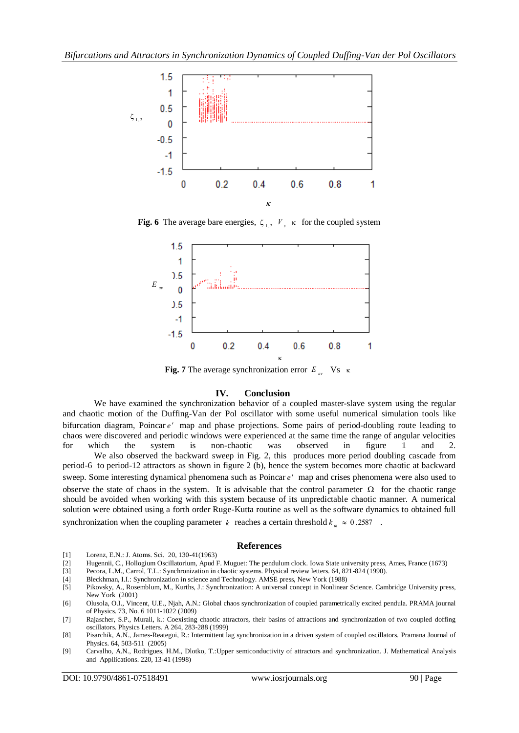1.5
1
0.5
$\zeta_{1,2}$
0
-0.5
-1
-1.5
0 0.2 0.4 0.6 0.8 1
$\kappa$

**Fig. 6** The average bare energies, $\zeta_{1,2}$ $V_s$ $\kappa$ for the coupled system

1.5
1
).5
$E_{av}$
0
).5
-1
-1.5
0 0.2 0.4 0.6 0.8 1
$\kappa$

**Fig. 7** The average synchronization error $E_{av}$ Vs $\kappa$

## IV. Conclusion

We have examined the synchronization behavior of a coupled master-slave system using the regular and chaotic motion of the Duffing-Van der Pol oscillator with some useful numerical simulation tools like bifurcation diagram, Poincar$e'$ map and phase projections. Some pairs of period-doubling route leading to chaos were discovered and periodic windows were experienced at the same time the range of angular velocities for which the system is non-chaotic was observed in figure 1 and 2.

We also observed the backward sweep in Fig. 2, this produces more period doubling cascade from period-6 to period-12 attractors as shown in figure 2 (b), hence the system becomes more chaotic at backward sweep. Some interesting dynamical phenomena such as Poincar$e'$ map and crises phenomena were also used to observe the state of chaos in the system. It is advisable that the control parameter $\Omega$ for the chaotic range should be avoided when working with this system because of its unpredictable chaotic manner. A numerical solution were obtained using a forth order Ruge-Kutta routine as well as the software dynamics to obtained full synchronization when the coupling parameter $k$ reaches a certain threshold $k_{th} \approx 0.2587$ .

## References

[1] Lorenz, E.N.: J. Atoms. Sci. 20, 130-41(1963)

[2] Hugennii, C., Hollogium Oscillatorium, Apud F. Muguet: The pendulum clock. Iowa State university press, Ames, France (1673)

[3] Pecora, L.M., Carrol, T.L.: Synchronization in chaotic systems. Physical review letters. 64, 821-824 (1990).

[4] Bleckhman, I.I.: Synchronization in science and Technology. AMSE press, New York (1988)

[5] Pikovsky, A., Rosemblum, M., Kurths, J.: Synchronization: A universal concept in Nonlinear Science. Cambridge University press, New York (2001)

[6] Olusola, O.I., Vincent, U.E., Njah, A.N.: Global chaos synchronization of coupled parametrically excited pendula. PRAMA journal of Physics. 73, No. 6 1011-1022 (2009)

[7] Rajascher, S.P., Murali, k.: Coexisting chaotic attractors, their basins of attractions and synchronization of two coupled doffing oscillators. Physics Letters. A 264, 283-288 (1999)

[8] Pisarchik, A.N., James-Reategui, R.: Intermittent lag synchronization in a driven system of coupled oscillators. Pramana Journal of Physics. 64, 503-511 (2005)

[9] Carvalho, A.N., Rodrigues, H.M., Dlotko, T.:Upper semiconductivity of attractors and synchronization. J. Mathematical Analysis and Appllications. 220, 13-41 (1998)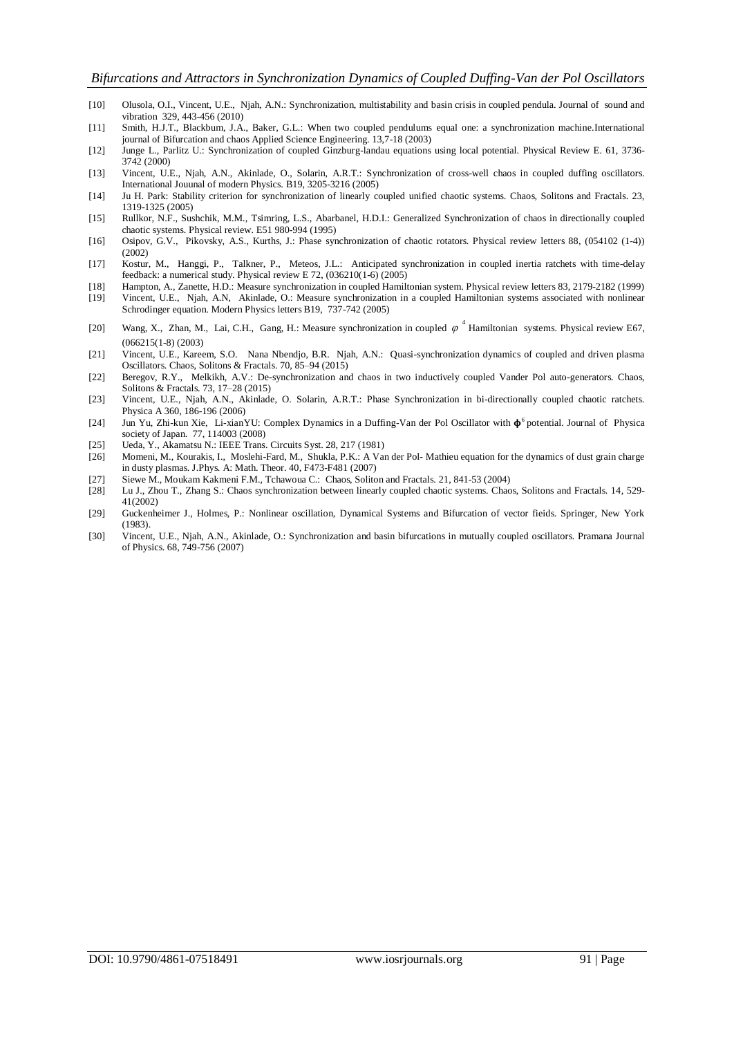[10] Olusola, O.I., Vincent, U.E., Njah, A.N.: Synchronization, multistability and basin crisis in coupled pendula. Journal of sound and vibration 329, 443-456 (2010)

[11] Smith, H.J.T., Blackbum, J.A., Baker, G.L.: When two coupled pendulums equal one: a synchronization machine.International journal of Bifurcation and chaos Applied Science Engineering. 13,7-18 (2003)

[12] Junge L., Parlitz U.: Synchronization of coupled Ginzburg-landau equations using local potential. Physical Review E. 61, 3736-3742 (2000)

[13] Vincent, U.E., Njah, A.N., Akinlade, O., Solarin, A.R.T.: Synchronization of cross-well chaos in coupled duffing oscillators. International Jouunal of modern Physics. B19, 3205-3216 (2005)

[14] Ju H. Park: Stability criterion for synchronization of linearly coupled unified chaotic systems. Chaos, Solitons and Fractals. 23, 1319-1325 (2005)

[15] Rullkor, N.F., Sushchik, M.M., Tsimring, L.S., Abarbanel, H.D.I.: Generalized Synchronization of chaos in directionally coupled chaotic systems. Physical review. E51 980-994 (1995)

[16] Osipov, G.V., Pikovsky, A.S., Kurths, J.: Phase synchronization of chaotic rotators. Physical review letters 88, (054102 (1-4)) (2002)

[17] Kostur, M., Hanggi, P., Talkner, P., Meteos, J.L.: Anticipated synchronization in coupled inertia ratchets with time-delay feedback: a numerical study. Physical review E 72, (036210(1-6) (2005)

[18] Hampton, A., Zanette, H.D.: Measure synchronization in coupled Hamiltonian system. Physical review letters 83, 2179-2182 (1999)

[19] Vincent, U.E., Njah, A.N, Akinlade, O.: Measure synchronization in a coupled Hamiltonian systems associated with nonlinear Schrodinger equation. Modern Physics letters B19, 737-742 (2005)

[20] Wang, X., Zhan, M., Lai, C.H., Gang, H.: Measure synchronization in coupled $\varphi^4$ Hamiltonian systems. Physical review E67, (066215(1-8) (2003)

[21] Vincent, U.E., Kareem, S.O. Nana Nbendjo, B.R. Njah, A.N.: Quasi-synchronization dynamics of coupled and driven plasma Oscillators. Chaos, Solitons & Fractals. 70, 85–94 (2015)

[22] Beregov, R.Y., Melkikh, A.V.: De-synchronization and chaos in two inductively coupled Vander Pol auto-generators. Chaos, Solitons & Fractals. 73, 17–28 (2015)

[23] Vincent, U.E., Njah, A.N., Akinlade, O. Solarin, A.R.T.: Phase Synchronization in bi-directionally coupled chaotic ratchets. Physica A 360, 186-196 (2006)

[24] Jun Yu, Zhi-kun Xie, Li-xianYU: Complex Dynamics in a Duffing-Van der Pol Oscillator with $\boldsymbol{\phi}^6$ potential. Journal of Physica society of Japan. 77, 114003 (2008)

[25] Ueda, Y., Akamatsu N.: IEEE Trans. Circuits Syst. 28, 217 (1981)

[26] Momeni, M., Kourakis, I., Moslehi-Fard, M., Shukla, P.K.: A Van der Pol- Mathieu equation for the dynamics of dust grain charge in dusty plasmas. J.Phys. A: Math. Theor. 40, F473-F481 (2007)

[27] Siewe M., Moukam Kakmeni F.M., Tchawoua C.: Chaos, Soliton and Fractals. 21, 841-53 (2004)

[28] Lu J., Zhou T., Zhang S.: Chaos synchronization between linearly coupled chaotic systems. Chaos, Solitons and Fractals. 14, 529-41(2002)

[29] Guckenheimer J., Holmes, P.: Nonlinear oscillation, Dynamical Systems and Bifurcation of vector fieids. Springer, New York (1983).

[30] Vincent, U.E., Njah, A.N., Akinlade, O.: Synchronization and basin bifurcations in mutually coupled oscillators. Pramana Journal of Physics. 68, 749-756 (2007)